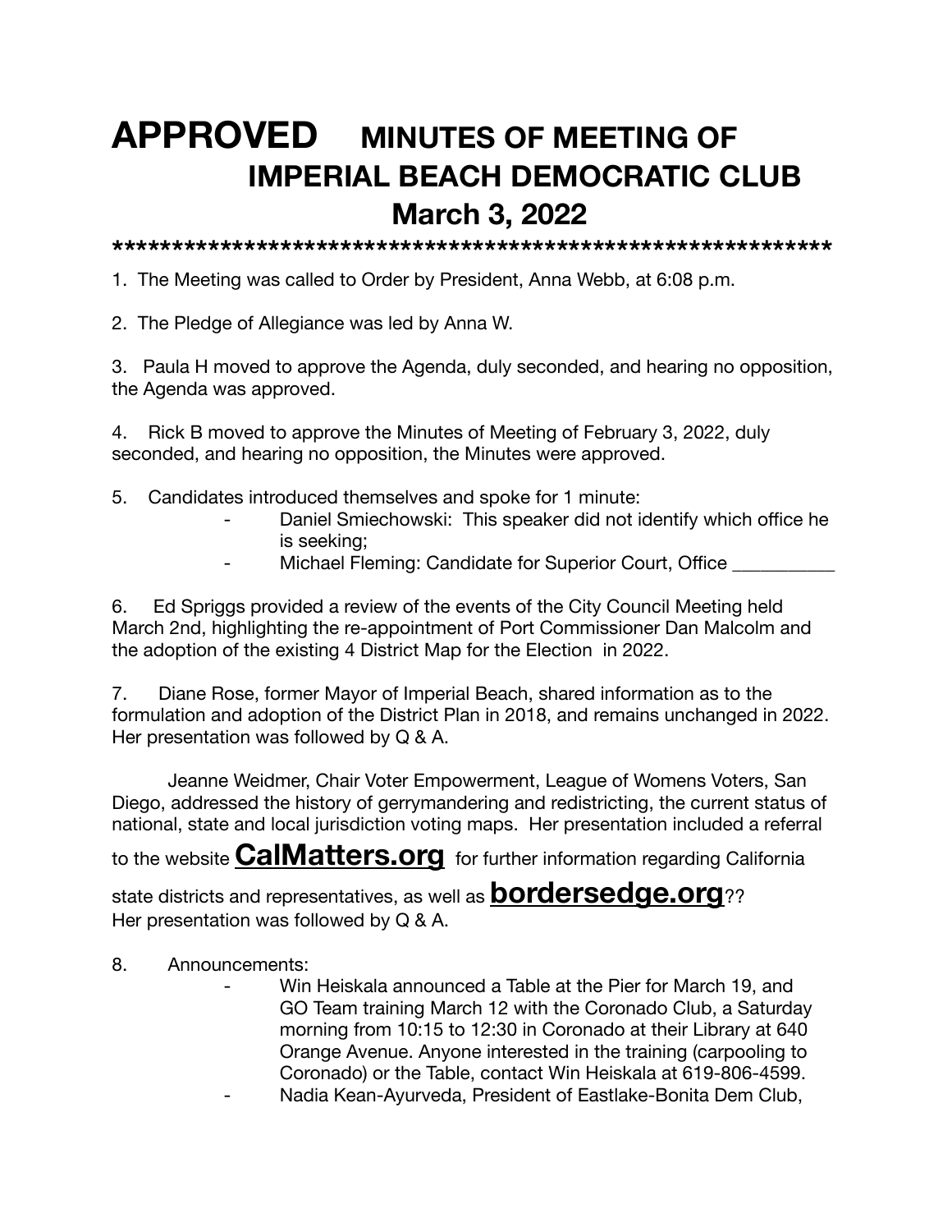# APPROVED MINUTES OF MEETING OF IMPERIAL BEACH DEMOCRATIC CLUB March 3, 2022

************************************************************

1. The Meeting was called to Order by President, Anna Webb, at 6:08 p.m.

2. The Pledge of Allegiance was led by Anna W.

3. Paula H moved to approve the Agenda, duly seconded, and hearing no opposition, the Agenda was approved.

4. Rick B moved to approve the Minutes of Meeting of February 3, 2022, duly seconded, and hearing no opposition, the Minutes were approved.

5. Candidates introduced themselves and spoke for 1 minute:
   - Daniel Smiechowski: This speaker did not identify which office he is seeking;
   - Michael Fleming: Candidate for Superior Court, Office ___________

6. Ed Spriggs provided a review of the events of the City Council Meeting held March 2nd, highlighting the re-appointment of Port Commissioner Dan Malcolm and the adoption of the existing 4 District Map for the Election in 2022.

7. Diane Rose, former Mayor of Imperial Beach, shared information as to the formulation and adoption of the District Plan in 2018, and remains unchanged in 2022. Her presentation was followed by Q & A.

   Jeanne Weidmer, Chair Voter Empowerment, League of Womens Voters, San Diego, addressed the history of gerrymandering and redistricting, the current status of national, state and local jurisdiction voting maps. Her presentation included a referral to the website **CalMatters.org** for further information regarding California state districts and representatives, as well as **bordersedge.org**?? Her presentation was followed by Q & A.

8. Announcements:
   - Win Heiskala announced a Table at the Pier for March 19, and GO Team training March 12 with the Coronado Club, a Saturday morning from 10:15 to 12:30 in Coronado at their Library at 640 Orange Avenue. Anyone interested in the training (carpooling to Coronado) or the Table, contact Win Heiskala at 619-806-4599.
   - Nadia Kean-Ayurveda, President of Eastlake-Bonita Dem Club,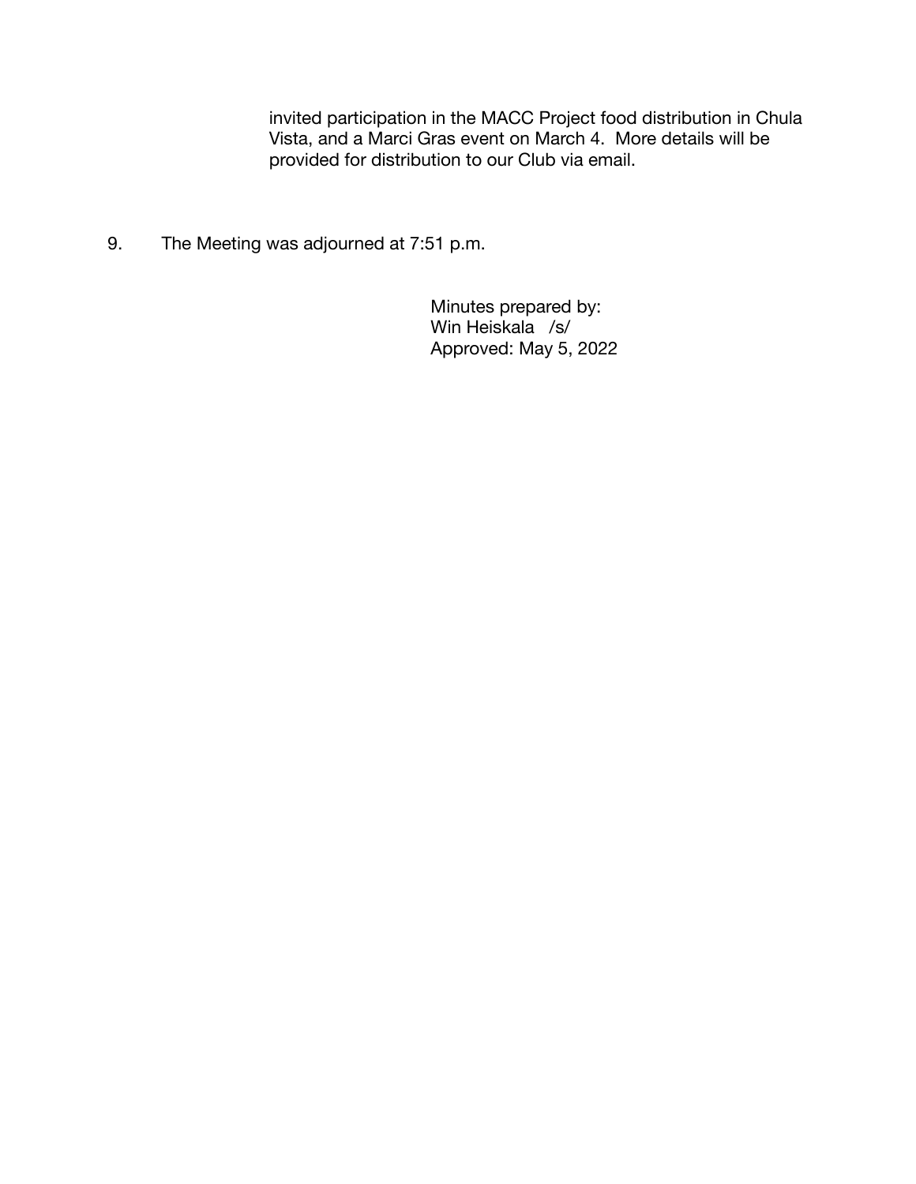invited participation in the MACC Project food distribution in Chula Vista, and a Marci Gras event on March 4. More details will be provided for distribution to our Club via email.

9. The Meeting was adjourned at 7:51 p.m.

Minutes prepared by:
Win Heiskala /s/
Approved: May 5, 2022